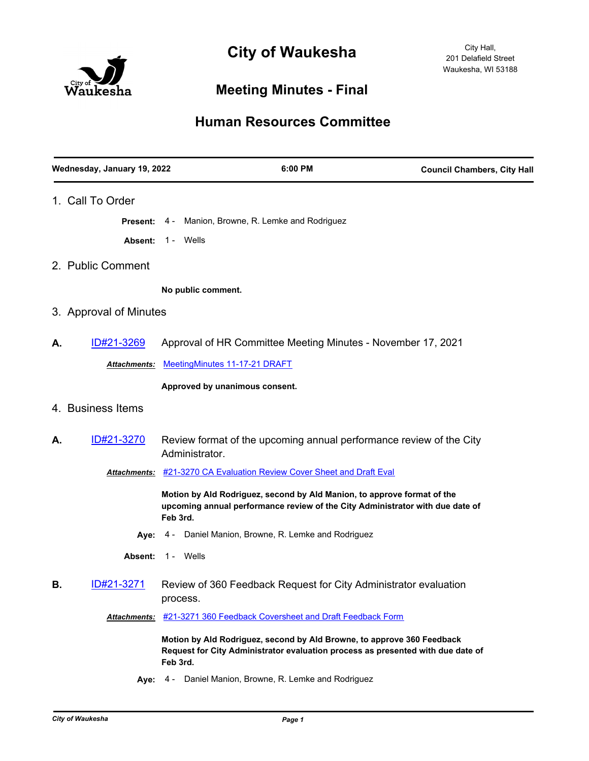# City of Waukesha

City Hall,
201 Delafield Street
Waukesha, WI 53188

## Meeting Minutes - Final

## Human Resources Committee

| Wednesday, January 19, 2022 | 6:00 PM | Council Chambers, City Hall |
|---|---|---|

### 1. Call To Order

**Present:** 4 - Manion, Browne, R. Lemke and Rodriguez

**Absent:** 1 - Wells

### 2. Public Comment

**No public comment.**

### 3. Approval of Minutes

**A.** ID#21-3269 Approval of HR Committee Meeting Minutes - November 17, 2021

***Attachments:*** MeetingMinutes 11-17-21 DRAFT

**Approved by unanimous consent.**

### 4. Business Items

**A.** ID#21-3270 Review format of the upcoming annual performance review of the City Administrator.

***Attachments:*** #21-3270 CA Evaluation Review Cover Sheet and Draft Eval

**Motion by Ald Rodriguez, second by Ald Manion, to approve format of the upcoming annual performance review of the City Administrator with due date of Feb 3rd.**

**Aye:** 4 - Daniel Manion, Browne, R. Lemke and Rodriguez

**Absent:** 1 - Wells

**B.** ID#21-3271 Review of 360 Feedback Request for City Administrator evaluation process.

***Attachments:*** #21-3271 360 Feedback Coversheet and Draft Feedback Form

**Motion by Ald Rodriguez, second by Ald Browne, to approve 360 Feedback Request for City Administrator evaluation process as presented with due date of Feb 3rd.**

**Aye:** 4 - Daniel Manion, Browne, R. Lemke and Rodriguez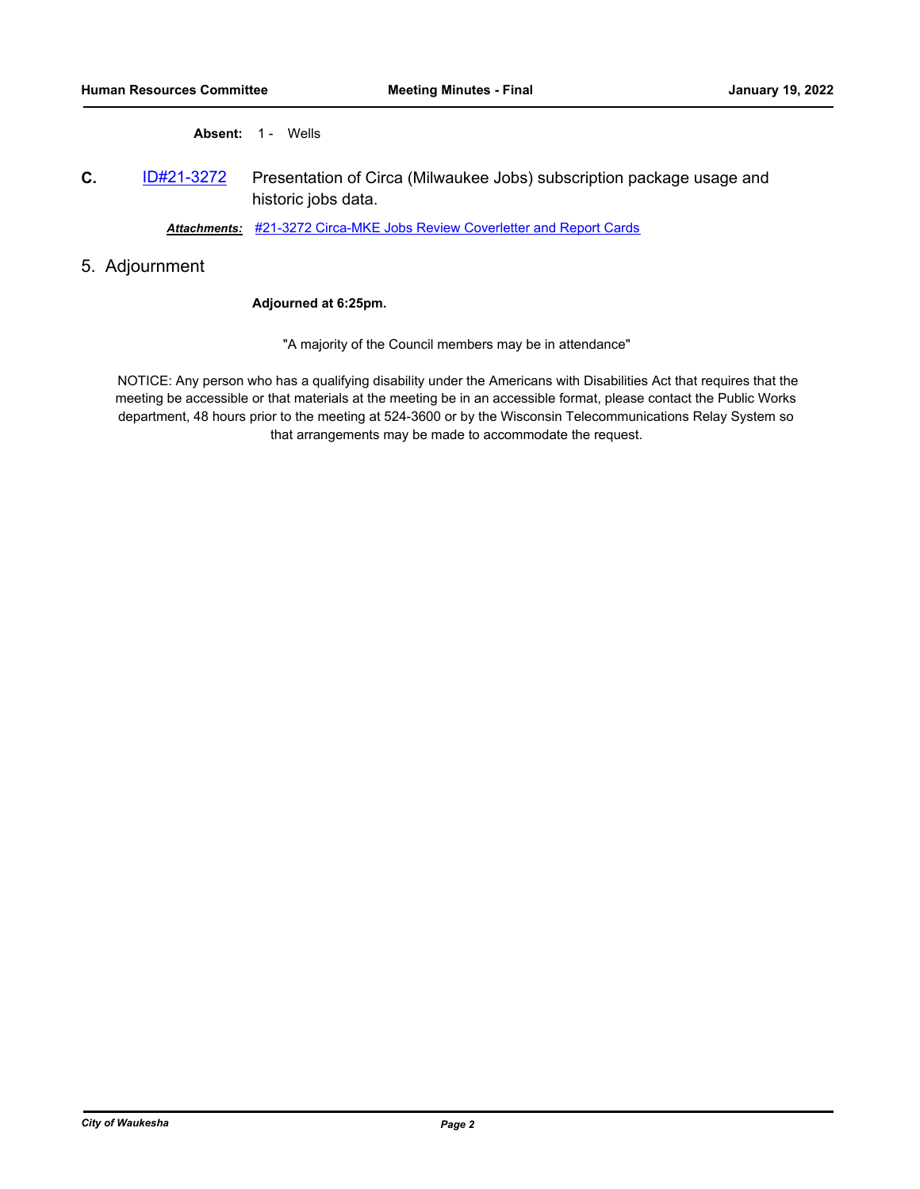**Absent:** 1 - Wells

**C.** ID#21-3272 Presentation of Circa (Milwaukee Jobs) subscription package usage and historic jobs data.

***Attachments:*** #21-3272 Circa-MKE Jobs Review Coverletter and Report Cards

## 5. Adjournment

**Adjourned at 6:25pm.**

"A majority of the Council members may be in attendance"

NOTICE: Any person who has a qualifying disability under the Americans with Disabilities Act that requires that the meeting be accessible or that materials at the meeting be in an accessible format, please contact the Public Works department, 48 hours prior to the meeting at 524-3600 or by the Wisconsin Telecommunications Relay System so that arrangements may be made to accommodate the request.